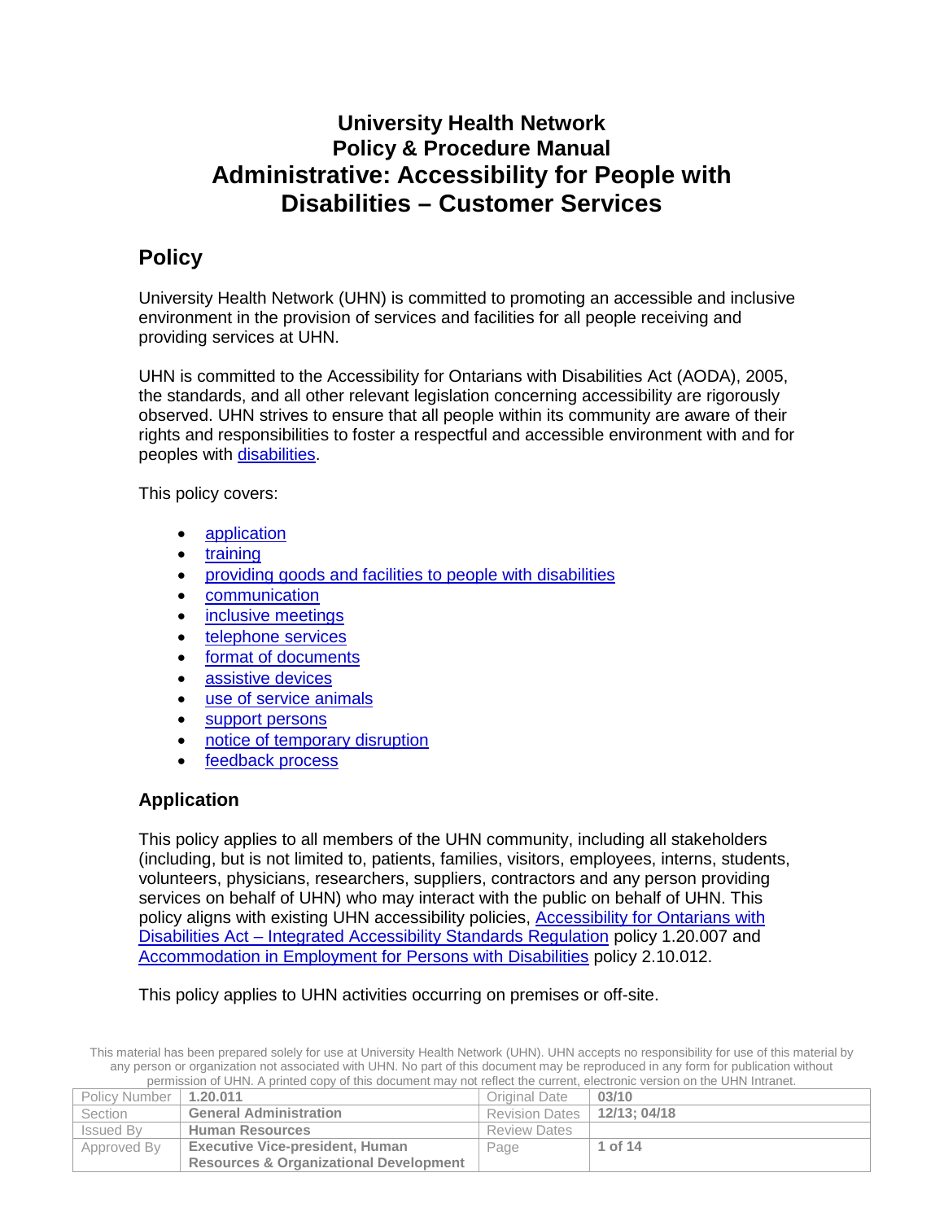# University Health Network
# Policy & Procedure Manual
# Administrative: Accessibility for People with Disabilities – Customer Services

## Policy

University Health Network (UHN) is committed to promoting an accessible and inclusive environment in the provision of services and facilities for all people receiving and providing services at UHN.

UHN is committed to the Accessibility for Ontarians with Disabilities Act (AODA), 2005, the standards, and all other relevant legislation concerning accessibility are rigorously observed. UHN strives to ensure that all people within its community are aware of their rights and responsibilities to foster a respectful and accessible environment with and for peoples with disabilities.

This policy covers:

- application
- training
- providing goods and facilities to people with disabilities
- communication
- inclusive meetings
- telephone services
- format of documents
- assistive devices
- use of service animals
- support persons
- notice of temporary disruption
- feedback process

### Application

This policy applies to all members of the UHN community, including all stakeholders (including, but is not limited to, patients, families, visitors, employees, interns, students, volunteers, physicians, researchers, suppliers, contractors and any person providing services on behalf of UHN) who may interact with the public on behalf of UHN. This policy aligns with existing UHN accessibility policies, Accessibility for Ontarians with Disabilities Act – Integrated Accessibility Standards Regulation policy 1.20.007 and Accommodation in Employment for Persons with Disabilities policy 2.10.012.

This policy applies to UHN activities occurring on premises or off-site.

This material has been prepared solely for use at University Health Network (UHN). UHN accepts no responsibility for use of this material by any person or organization not associated with UHN. No part of this document may be reproduced in any form for publication without permission of UHN. A printed copy of this document may not reflect the current, electronic version on the UHN Intranet.

| Policy Number | 1.20.011 | Original Date | 03/10 |
|---|---|---|---|
| Section | General Administration | Revision Dates | 12/13; 04/18 |
| Issued By | Human Resources | Review Dates | |
| Approved By | Executive Vice-president, Human Resources & Organizational Development | Page | 1 of 14 |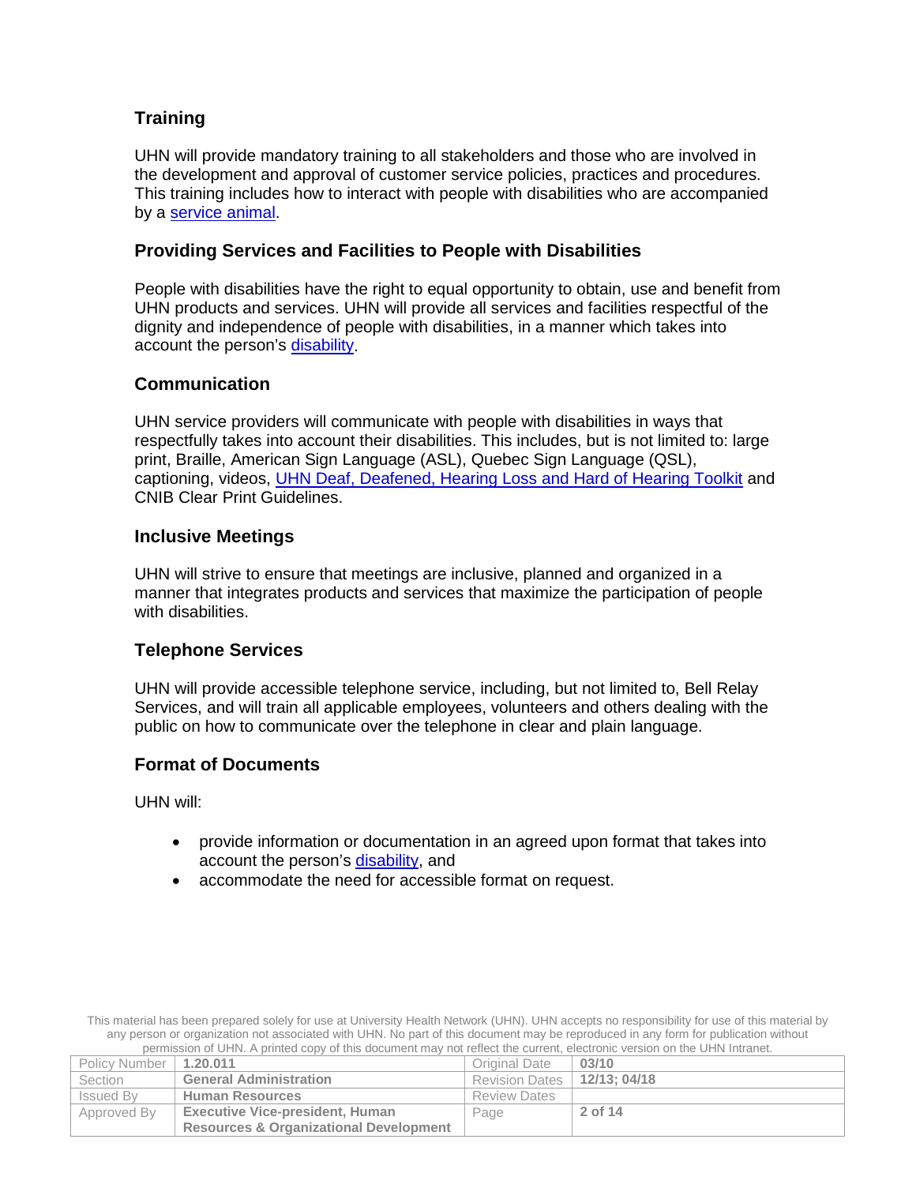## Training

UHN will provide mandatory training to all stakeholders and those who are involved in the development and approval of customer service policies, practices and procedures. This training includes how to interact with people with disabilities who are accompanied by a service animal.

## Providing Services and Facilities to People with Disabilities

People with disabilities have the right to equal opportunity to obtain, use and benefit from UHN products and services. UHN will provide all services and facilities respectful of the dignity and independence of people with disabilities, in a manner which takes into account the person's disability.

## Communication

UHN service providers will communicate with people with disabilities in ways that respectfully takes into account their disabilities. This includes, but is not limited to: large print, Braille, American Sign Language (ASL), Quebec Sign Language (QSL), captioning, videos, UHN Deaf, Deafened, Hearing Loss and Hard of Hearing Toolkit and CNIB Clear Print Guidelines.

## Inclusive Meetings

UHN will strive to ensure that meetings are inclusive, planned and organized in a manner that integrates products and services that maximize the participation of people with disabilities.

## Telephone Services

UHN will provide accessible telephone service, including, but not limited to, Bell Relay Services, and will train all applicable employees, volunteers and others dealing with the public on how to communicate over the telephone in clear and plain language.

## Format of Documents

UHN will:

- provide information or documentation in an agreed upon format that takes into account the person's disability, and
- accommodate the need for accessible format on request.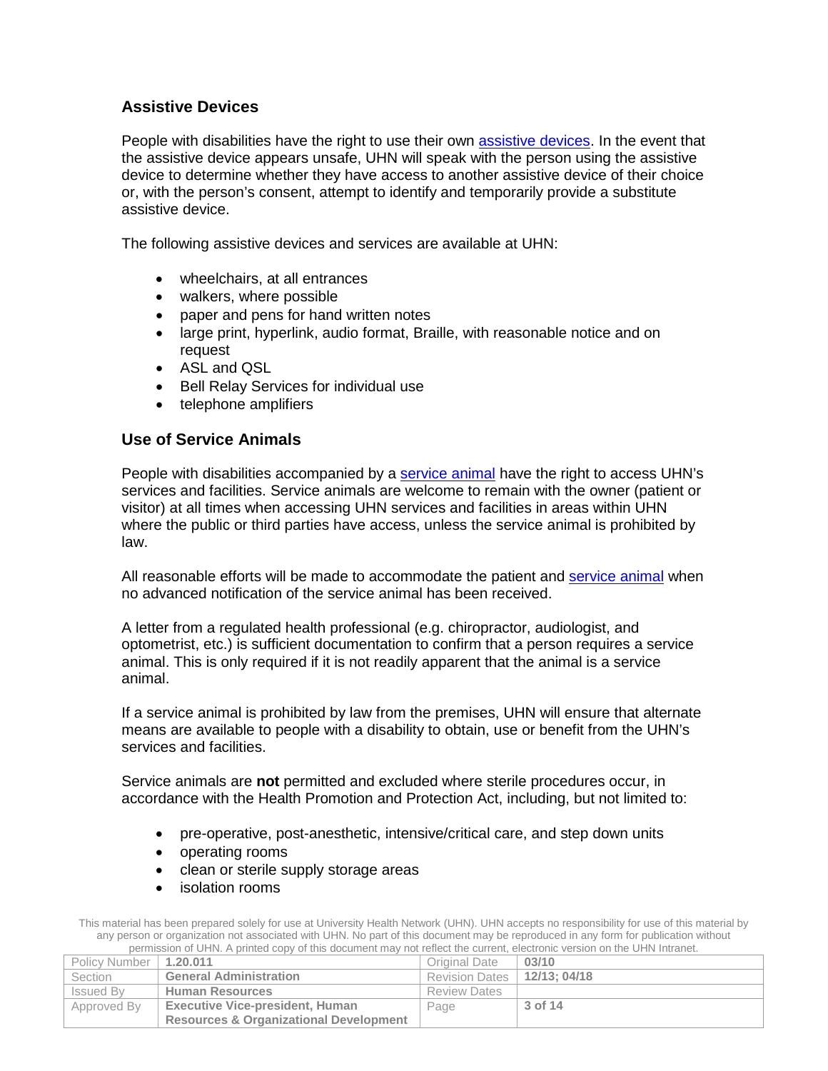## Assistive Devices

People with disabilities have the right to use their own assistive devices. In the event that the assistive device appears unsafe, UHN will speak with the person using the assistive device to determine whether they have access to another assistive device of their choice or, with the person's consent, attempt to identify and temporarily provide a substitute assistive device.

The following assistive devices and services are available at UHN:

- wheelchairs, at all entrances
- walkers, where possible
- paper and pens for hand written notes
- large print, hyperlink, audio format, Braille, with reasonable notice and on request
- ASL and QSL
- Bell Relay Services for individual use
- telephone amplifiers

## Use of Service Animals

People with disabilities accompanied by a service animal have the right to access UHN's services and facilities. Service animals are welcome to remain with the owner (patient or visitor) at all times when accessing UHN services and facilities in areas within UHN where the public or third parties have access, unless the service animal is prohibited by law.

All reasonable efforts will be made to accommodate the patient and service animal when no advanced notification of the service animal has been received.

A letter from a regulated health professional (e.g. chiropractor, audiologist, and optometrist, etc.) is sufficient documentation to confirm that a person requires a service animal. This is only required if it is not readily apparent that the animal is a service animal.

If a service animal is prohibited by law from the premises, UHN will ensure that alternate means are available to people with a disability to obtain, use or benefit from the UHN's services and facilities.

Service animals are **not** permitted and excluded where sterile procedures occur, in accordance with the Health Promotion and Protection Act, including, but not limited to:

- pre-operative, post-anesthetic, intensive/critical care, and step down units
- operating rooms
- clean or sterile supply storage areas
- isolation rooms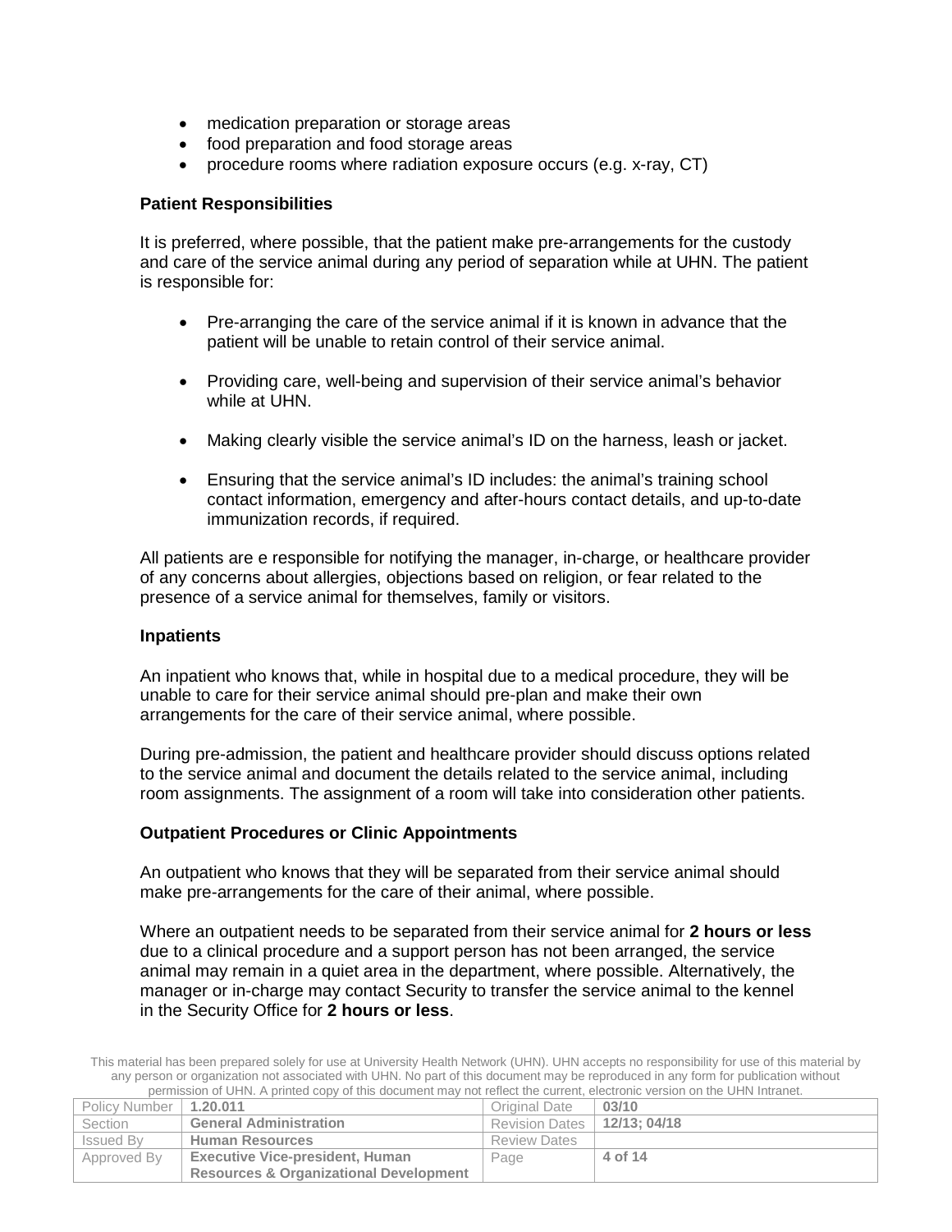- medication preparation or storage areas
- food preparation and food storage areas
- procedure rooms where radiation exposure occurs (e.g. x-ray, CT)

**Patient Responsibilities**

It is preferred, where possible, that the patient make pre-arrangements for the custody and care of the service animal during any period of separation while at UHN. The patient is responsible for:

- Pre-arranging the care of the service animal if it is known in advance that the patient will be unable to retain control of their service animal.
- Providing care, well-being and supervision of their service animal's behavior while at UHN.
- Making clearly visible the service animal's ID on the harness, leash or jacket.
- Ensuring that the service animal's ID includes: the animal's training school contact information, emergency and after-hours contact details, and up-to-date immunization records, if required.

All patients are e responsible for notifying the manager, in-charge, or healthcare provider of any concerns about allergies, objections based on religion, or fear related to the presence of a service animal for themselves, family or visitors.

**Inpatients**

An inpatient who knows that, while in hospital due to a medical procedure, they will be unable to care for their service animal should pre-plan and make their own arrangements for the care of their service animal, where possible.

During pre-admission, the patient and healthcare provider should discuss options related to the service animal and document the details related to the service animal, including room assignments. The assignment of a room will take into consideration other patients.

**Outpatient Procedures or Clinic Appointments**

An outpatient who knows that they will be separated from their service animal should make pre-arrangements for the care of their animal, where possible.

Where an outpatient needs to be separated from their service animal for **2 hours or less** due to a clinical procedure and a support person has not been arranged, the service animal may remain in a quiet area in the department, where possible. Alternatively, the manager or in-charge may contact Security to transfer the service animal to the kennel in the Security Office for **2 hours or less**.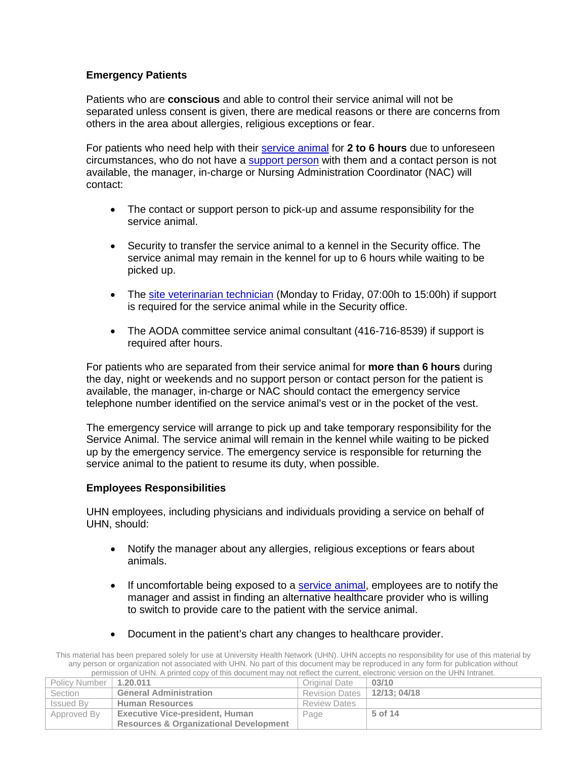### Emergency Patients

Patients who are **conscious** and able to control their service animal will not be separated unless consent is given, there are medical reasons or there are concerns from others in the area about allergies, religious exceptions or fear.

For patients who need help with their service animal for **2 to 6 hours** due to unforeseen circumstances, who do not have a support person with them and a contact person is not available, the manager, in-charge or Nursing Administration Coordinator (NAC) will contact:

- The contact or support person to pick-up and assume responsibility for the service animal.
- Security to transfer the service animal to a kennel in the Security office. The service animal may remain in the kennel for up to 6 hours while waiting to be picked up.
- The site veterinarian technician (Monday to Friday, 07:00h to 15:00h) if support is required for the service animal while in the Security office.
- The AODA committee service animal consultant (416-716-8539) if support is required after hours.

For patients who are separated from their service animal for **more than 6 hours** during the day, night or weekends and no support person or contact person for the patient is available, the manager, in-charge or NAC should contact the emergency service telephone number identified on the service animal's vest or in the pocket of the vest.

The emergency service will arrange to pick up and take temporary responsibility for the Service Animal. The service animal will remain in the kennel while waiting to be picked up by the emergency service. The emergency service is responsible for returning the service animal to the patient to resume its duty, when possible.

### Employees Responsibilities

UHN employees, including physicians and individuals providing a service on behalf of UHN, should:

- Notify the manager about any allergies, religious exceptions or fears about animals.
- If uncomfortable being exposed to a service animal, employees are to notify the manager and assist in finding an alternative healthcare provider who is willing to switch to provide care to the patient with the service animal.
- Document in the patient's chart any changes to healthcare provider.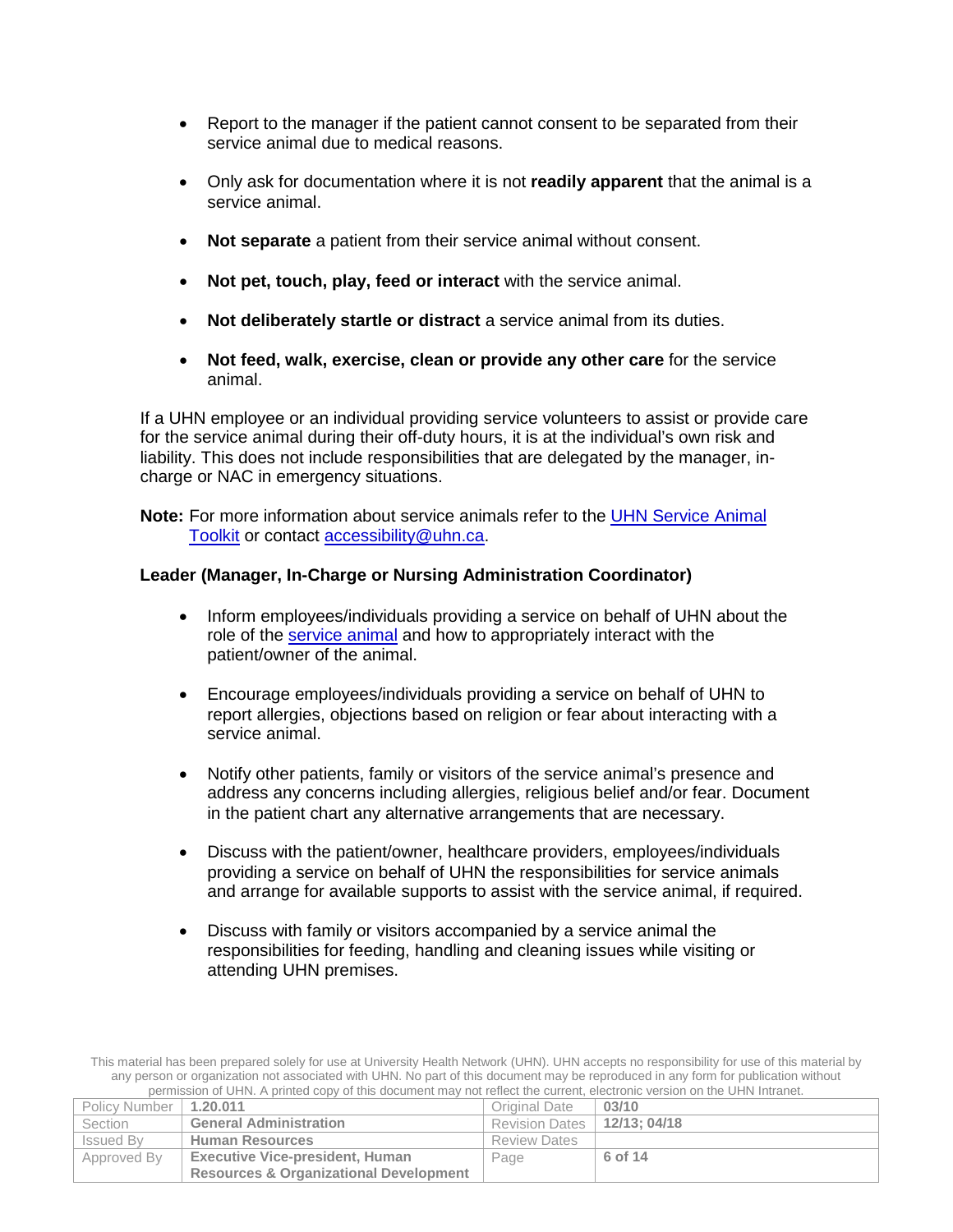- Report to the manager if the patient cannot consent to be separated from their service animal due to medical reasons.
- Only ask for documentation where it is not **readily apparent** that the animal is a service animal.
- **Not separate** a patient from their service animal without consent.
- **Not pet, touch, play, feed or interact** with the service animal.
- **Not deliberately startle or distract** a service animal from its duties.
- **Not feed, walk, exercise, clean or provide any other care** for the service animal.

If a UHN employee or an individual providing service volunteers to assist or provide care for the service animal during their off-duty hours, it is at the individual's own risk and liability. This does not include responsibilities that are delegated by the manager, in-charge or NAC in emergency situations.

**Note:** For more information about service animals refer to the [UHN Service Animal Toolkit]() or contact [accessibility@uhn.ca]().

**Leader (Manager, In-Charge or Nursing Administration Coordinator)**

- Inform employees/individuals providing a service on behalf of UHN about the role of the [service animal]() and how to appropriately interact with the patient/owner of the animal.
- Encourage employees/individuals providing a service on behalf of UHN to report allergies, objections based on religion or fear about interacting with a service animal.
- Notify other patients, family or visitors of the service animal's presence and address any concerns including allergies, religious belief and/or fear. Document in the patient chart any alternative arrangements that are necessary.
- Discuss with the patient/owner, healthcare providers, employees/individuals providing a service on behalf of UHN the responsibilities for service animals and arrange for available supports to assist with the service animal, if required.
- Discuss with family or visitors accompanied by a service animal the responsibilities for feeding, handling and cleaning issues while visiting or attending UHN premises.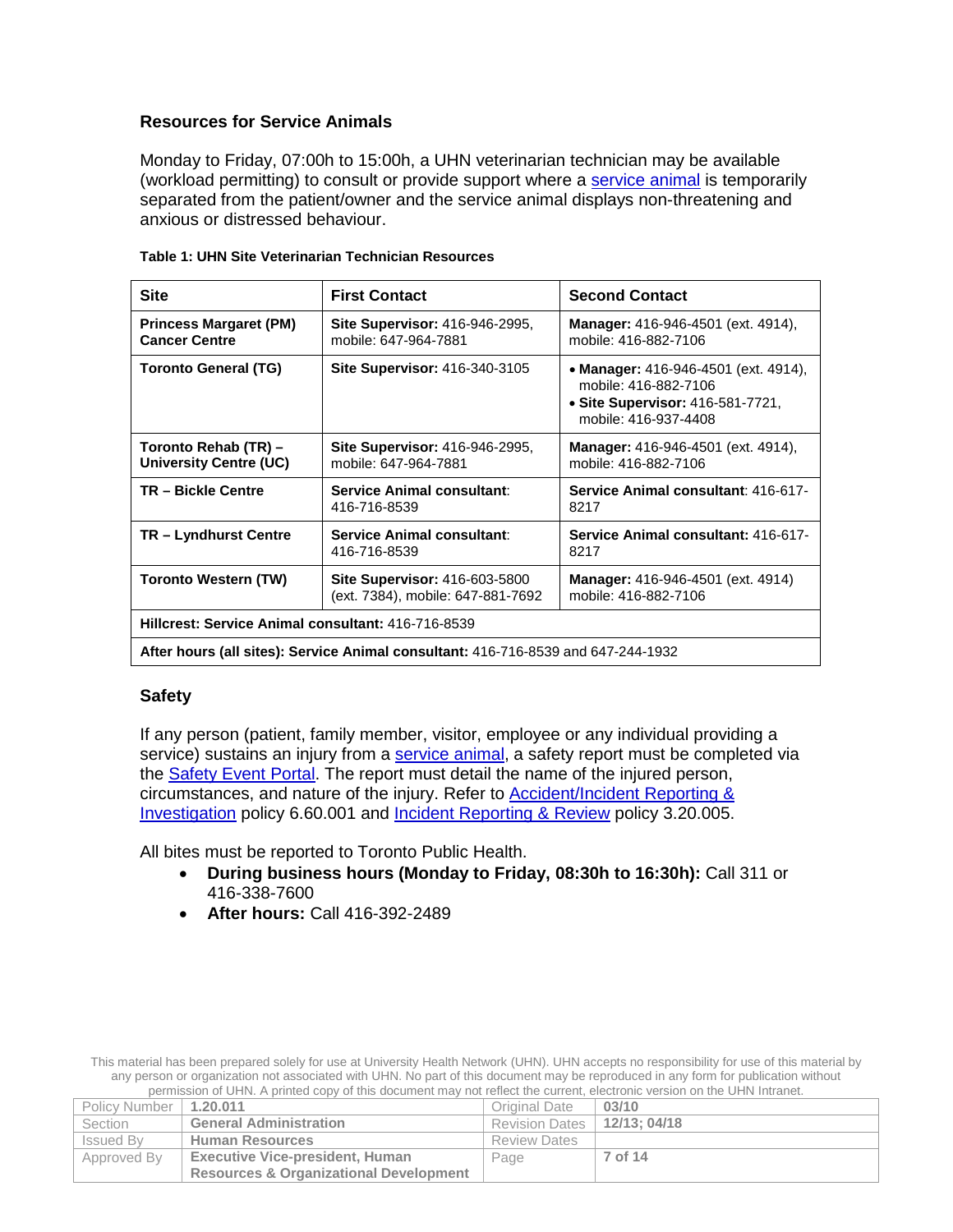### Resources for Service Animals

Monday to Friday, 07:00h to 15:00h, a UHN veterinarian technician may be available (workload permitting) to consult or provide support where a service animal is temporarily separated from the patient/owner and the service animal displays non-threatening and anxious or distressed behaviour.

**Table 1: UHN Site Veterinarian Technician Resources**

| Site | First Contact | Second Contact |
|---|---|---|
| **Princess Margaret (PM) Cancer Centre** | **Site Supervisor:** 416-946-2995, mobile: 647-964-7881 | **Manager:** 416-946-4501 (ext. 4914), mobile: 416-882-7106 |
| **Toronto General (TG)** | **Site Supervisor:** 416-340-3105 | • **Manager:** 416-946-4501 (ext. 4914), mobile: 416-882-7106<br>• **Site Supervisor:** 416-581-7721, mobile: 416-937-4408 |
| **Toronto Rehab (TR) – University Centre (UC)** | **Site Supervisor:** 416-946-2995, mobile: 647-964-7881 | **Manager:** 416-946-4501 (ext. 4914), mobile: 416-882-7106 |
| **TR – Bickle Centre** | **Service Animal consultant**: 416-716-8539 | **Service Animal consultant**: 416-617-8217 |
| **TR – Lyndhurst Centre** | **Service Animal consultant**: 416-716-8539 | **Service Animal consultant:** 416-617-8217 |
| **Toronto Western (TW)** | **Site Supervisor:** 416-603-5800 (ext. 7384), mobile: 647-881-7692 | **Manager:** 416-946-4501 (ext. 4914) mobile: 416-882-7106 |
| **Hillcrest: Service Animal consultant:** 416-716-8539 | | |
| **After hours (all sites): Service Animal consultant:** 416-716-8539 and 647-244-1932 | | |

### Safety

If any person (patient, family member, visitor, employee or any individual providing a service) sustains an injury from a service animal, a safety report must be completed via the Safety Event Portal. The report must detail the name of the injured person, circumstances, and nature of the injury. Refer to Accident/Incident Reporting & Investigation policy 6.60.001 and Incident Reporting & Review policy 3.20.005.

All bites must be reported to Toronto Public Health.

- **During business hours (Monday to Friday, 08:30h to 16:30h):** Call 311 or 416-338-7600
- **After hours:** Call 416-392-2489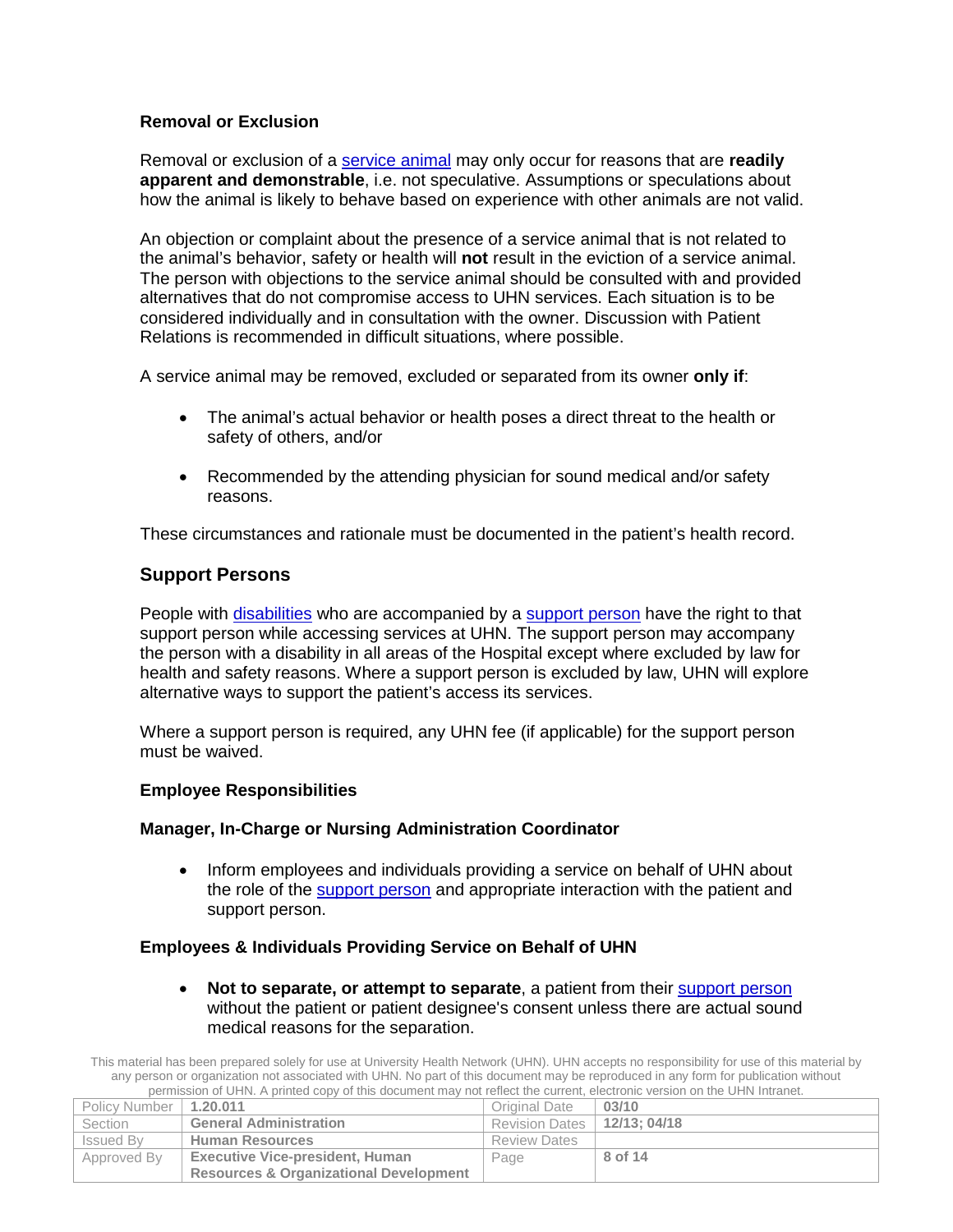**Removal or Exclusion**

Removal or exclusion of a service animal may only occur for reasons that are **readily apparent and demonstrable**, i.e. not speculative. Assumptions or speculations about how the animal is likely to behave based on experience with other animals are not valid.

An objection or complaint about the presence of a service animal that is not related to the animal's behavior, safety or health will **not** result in the eviction of a service animal. The person with objections to the service animal should be consulted with and provided alternatives that do not compromise access to UHN services. Each situation is to be considered individually and in consultation with the owner. Discussion with Patient Relations is recommended in difficult situations, where possible.

A service animal may be removed, excluded or separated from its owner **only if**:

- The animal's actual behavior or health poses a direct threat to the health or safety of others, and/or
- Recommended by the attending physician for sound medical and/or safety reasons.

These circumstances and rationale must be documented in the patient's health record.

## Support Persons

People with disabilities who are accompanied by a support person have the right to that support person while accessing services at UHN. The support person may accompany the person with a disability in all areas of the Hospital except where excluded by law for health and safety reasons. Where a support person is excluded by law, UHN will explore alternative ways to support the patient's access its services.

Where a support person is required, any UHN fee (if applicable) for the support person must be waived.

**Employee Responsibilities**

**Manager, In-Charge or Nursing Administration Coordinator**

- Inform employees and individuals providing a service on behalf of UHN about the role of the support person and appropriate interaction with the patient and support person.

**Employees & Individuals Providing Service on Behalf of UHN**

- **Not to separate, or attempt to separate**, a patient from their support person without the patient or patient designee's consent unless there are actual sound medical reasons for the separation.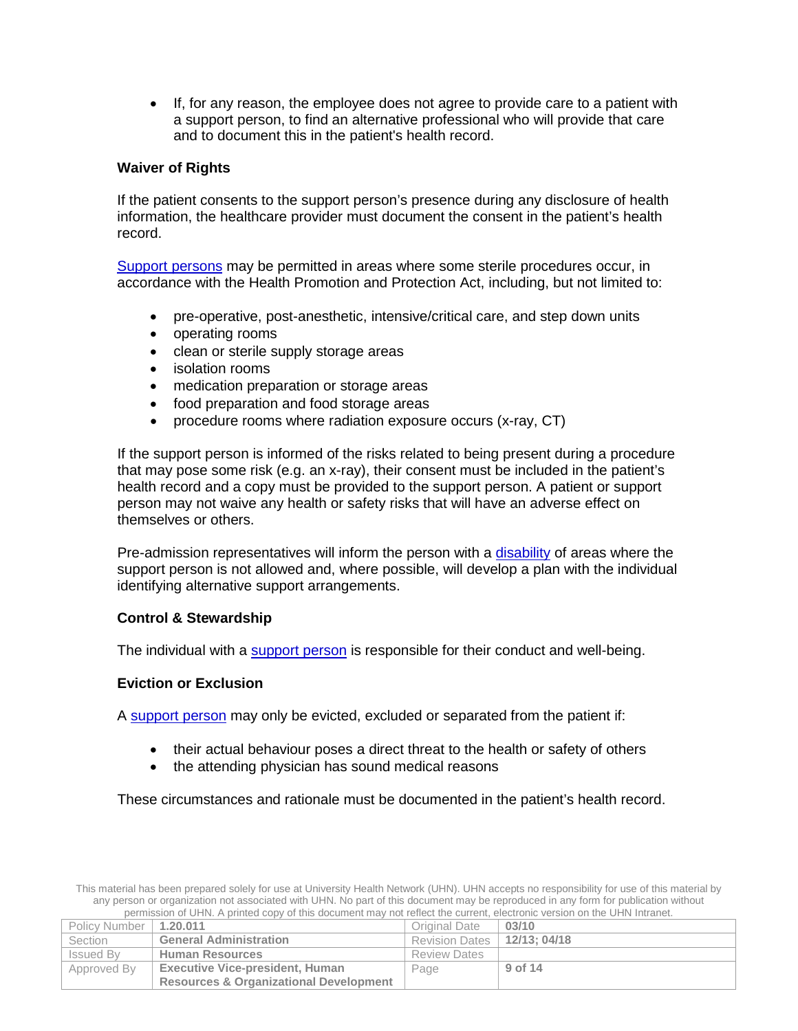- If, for any reason, the employee does not agree to provide care to a patient with a support person, to find an alternative professional who will provide that care and to document this in the patient's health record.

**Waiver of Rights**

If the patient consents to the support person's presence during any disclosure of health information, the healthcare provider must document the consent in the patient's health record.

Support persons may be permitted in areas where some sterile procedures occur, in accordance with the Health Promotion and Protection Act, including, but not limited to:

- pre-operative, post-anesthetic, intensive/critical care, and step down units
- operating rooms
- clean or sterile supply storage areas
- isolation rooms
- medication preparation or storage areas
- food preparation and food storage areas
- procedure rooms where radiation exposure occurs (x-ray, CT)

If the support person is informed of the risks related to being present during a procedure that may pose some risk (e.g. an x-ray), their consent must be included in the patient's health record and a copy must be provided to the support person. A patient or support person may not waive any health or safety risks that will have an adverse effect on themselves or others.

Pre-admission representatives will inform the person with a disability of areas where the support person is not allowed and, where possible, will develop a plan with the individual identifying alternative support arrangements.

**Control & Stewardship**

The individual with a support person is responsible for their conduct and well-being.

**Eviction or Exclusion**

A support person may only be evicted, excluded or separated from the patient if:

- their actual behaviour poses a direct threat to the health or safety of others
- the attending physician has sound medical reasons

These circumstances and rationale must be documented in the patient's health record.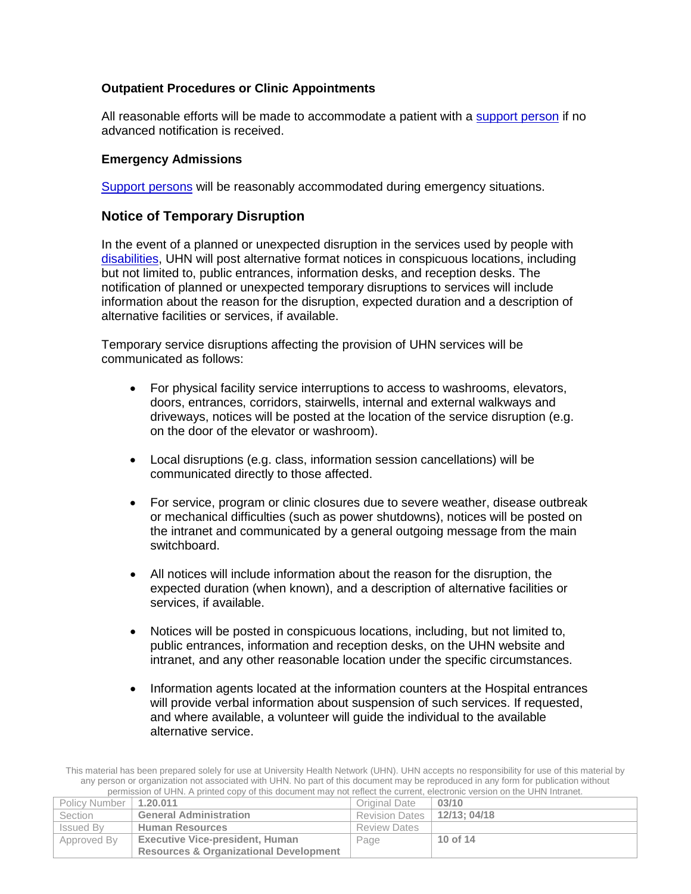### Outpatient Procedures or Clinic Appointments

All reasonable efforts will be made to accommodate a patient with a support person if no advanced notification is received.

### Emergency Admissions

Support persons will be reasonably accommodated during emergency situations.

## Notice of Temporary Disruption

In the event of a planned or unexpected disruption in the services used by people with disabilities, UHN will post alternative format notices in conspicuous locations, including but not limited to, public entrances, information desks, and reception desks. The notification of planned or unexpected temporary disruptions to services will include information about the reason for the disruption, expected duration and a description of alternative facilities or services, if available.

Temporary service disruptions affecting the provision of UHN services will be communicated as follows:

- For physical facility service interruptions to access to washrooms, elevators, doors, entrances, corridors, stairwells, internal and external walkways and driveways, notices will be posted at the location of the service disruption (e.g. on the door of the elevator or washroom).
- Local disruptions (e.g. class, information session cancellations) will be communicated directly to those affected.
- For service, program or clinic closures due to severe weather, disease outbreak or mechanical difficulties (such as power shutdowns), notices will be posted on the intranet and communicated by a general outgoing message from the main switchboard.
- All notices will include information about the reason for the disruption, the expected duration (when known), and a description of alternative facilities or services, if available.
- Notices will be posted in conspicuous locations, including, but not limited to, public entrances, information and reception desks, on the UHN website and intranet, and any other reasonable location under the specific circumstances.
- Information agents located at the information counters at the Hospital entrances will provide verbal information about suspension of such services. If requested, and where available, a volunteer will guide the individual to the available alternative service.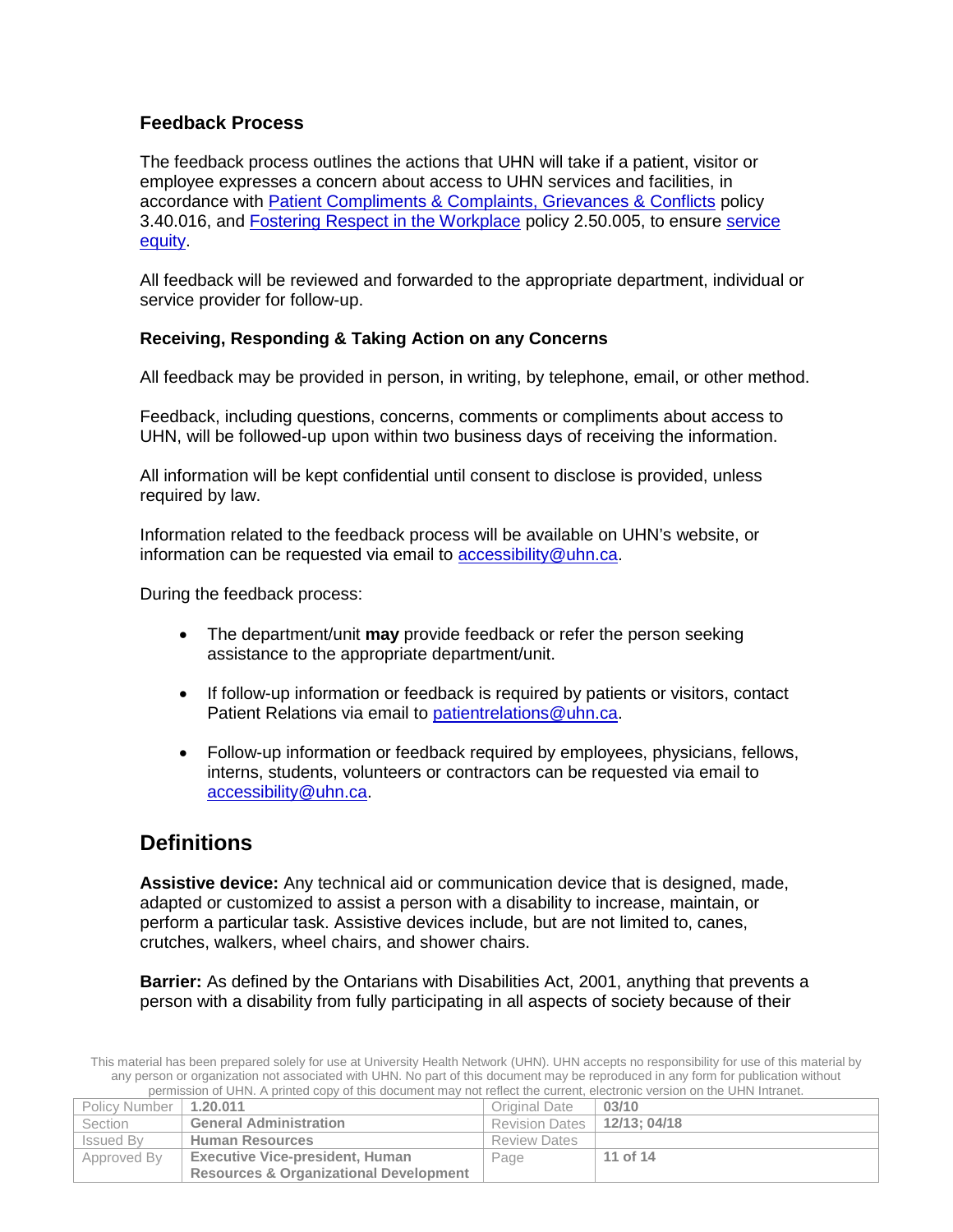### Feedback Process

The feedback process outlines the actions that UHN will take if a patient, visitor or employee expresses a concern about access to UHN services and facilities, in accordance with Patient Compliments & Complaints, Grievances & Conflicts policy 3.40.016, and Fostering Respect in the Workplace policy 2.50.005, to ensure service equity.

All feedback will be reviewed and forwarded to the appropriate department, individual or service provider for follow-up.

#### Receiving, Responding & Taking Action on any Concerns

All feedback may be provided in person, in writing, by telephone, email, or other method.

Feedback, including questions, concerns, comments or compliments about access to UHN, will be followed-up upon within two business days of receiving the information.

All information will be kept confidential until consent to disclose is provided, unless required by law.

Information related to the feedback process will be available on UHN's website, or information can be requested via email to accessibility@uhn.ca.

During the feedback process:

- The department/unit **may** provide feedback or refer the person seeking assistance to the appropriate department/unit.
- If follow-up information or feedback is required by patients or visitors, contact Patient Relations via email to patientrelations@uhn.ca.
- Follow-up information or feedback required by employees, physicians, fellows, interns, students, volunteers or contractors can be requested via email to accessibility@uhn.ca.

## Definitions

**Assistive device:** Any technical aid or communication device that is designed, made, adapted or customized to assist a person with a disability to increase, maintain, or perform a particular task. Assistive devices include, but are not limited to, canes, crutches, walkers, wheel chairs, and shower chairs.

**Barrier:** As defined by the Ontarians with Disabilities Act, 2001, anything that prevents a person with a disability from fully participating in all aspects of society because of their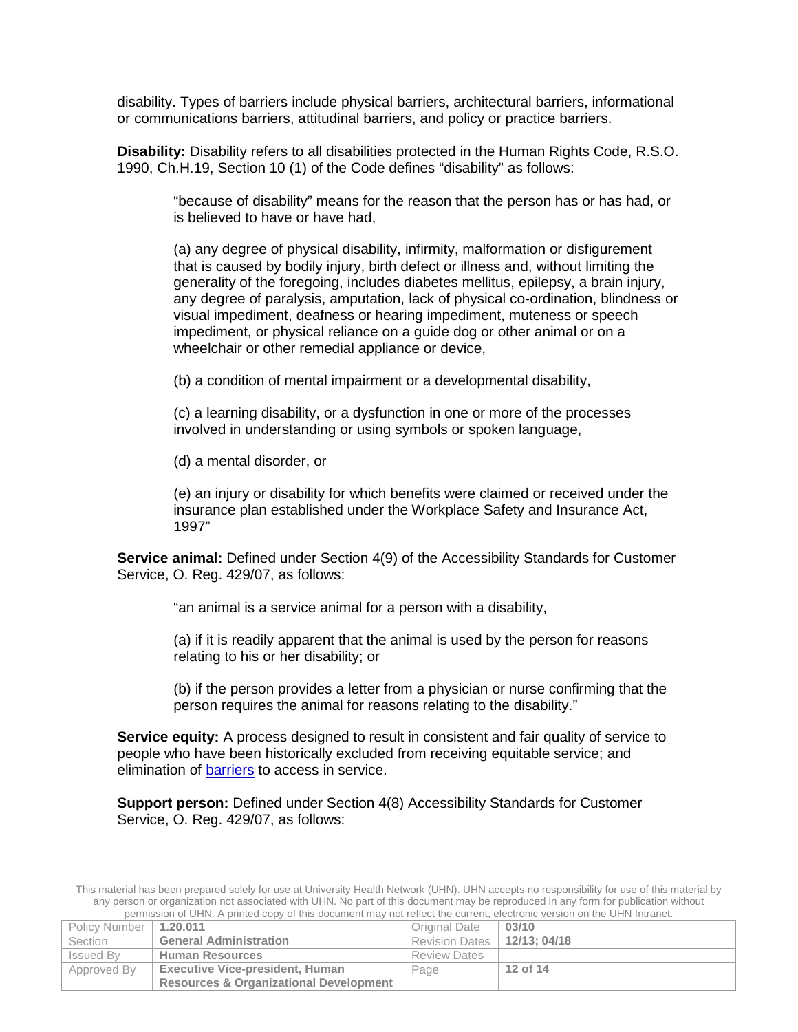disability. Types of barriers include physical barriers, architectural barriers, informational or communications barriers, attitudinal barriers, and policy or practice barriers.

**Disability:** Disability refers to all disabilities protected in the Human Rights Code, R.S.O. 1990, Ch.H.19, Section 10 (1) of the Code defines "disability" as follows:

> "because of disability" means for the reason that the person has or has had, or is believed to have or have had,
>
> (a) any degree of physical disability, infirmity, malformation or disfigurement that is caused by bodily injury, birth defect or illness and, without limiting the generality of the foregoing, includes diabetes mellitus, epilepsy, a brain injury, any degree of paralysis, amputation, lack of physical co-ordination, blindness or visual impediment, deafness or hearing impediment, muteness or speech impediment, or physical reliance on a guide dog or other animal or on a wheelchair or other remedial appliance or device,
>
> (b) a condition of mental impairment or a developmental disability,
>
> (c) a learning disability, or a dysfunction in one or more of the processes involved in understanding or using symbols or spoken language,
>
> (d) a mental disorder, or
>
> (e) an injury or disability for which benefits were claimed or received under the insurance plan established under the Workplace Safety and Insurance Act, 1997"

**Service animal:** Defined under Section 4(9) of the Accessibility Standards for Customer Service, O. Reg. 429/07, as follows:

> "an animal is a service animal for a person with a disability,
>
> (a) if it is readily apparent that the animal is used by the person for reasons relating to his or her disability; or
>
> (b) if the person provides a letter from a physician or nurse confirming that the person requires the animal for reasons relating to the disability."

**Service equity:** A process designed to result in consistent and fair quality of service to people who have been historically excluded from receiving equitable service; and elimination of barriers to access in service.

**Support person:** Defined under Section 4(8) Accessibility Standards for Customer Service, O. Reg. 429/07, as follows:

This material has been prepared solely for use at University Health Network (UHN). UHN accepts no responsibility for use of this material by any person or organization not associated with UHN. No part of this document may be reproduced in any form for publication without permission of UHN. A printed copy of this document may not reflect the current, electronic version on the UHN Intranet.

| Policy Number | 1.20.011 | Original Date | 03/10 |
|---|---|---|---|
| Section | General Administration | Revision Dates | 12/13; 04/18 |
| Issued By | Human Resources | Review Dates | |
| Approved By | Executive Vice-president, Human Resources & Organizational Development | Page | 12 of 14 |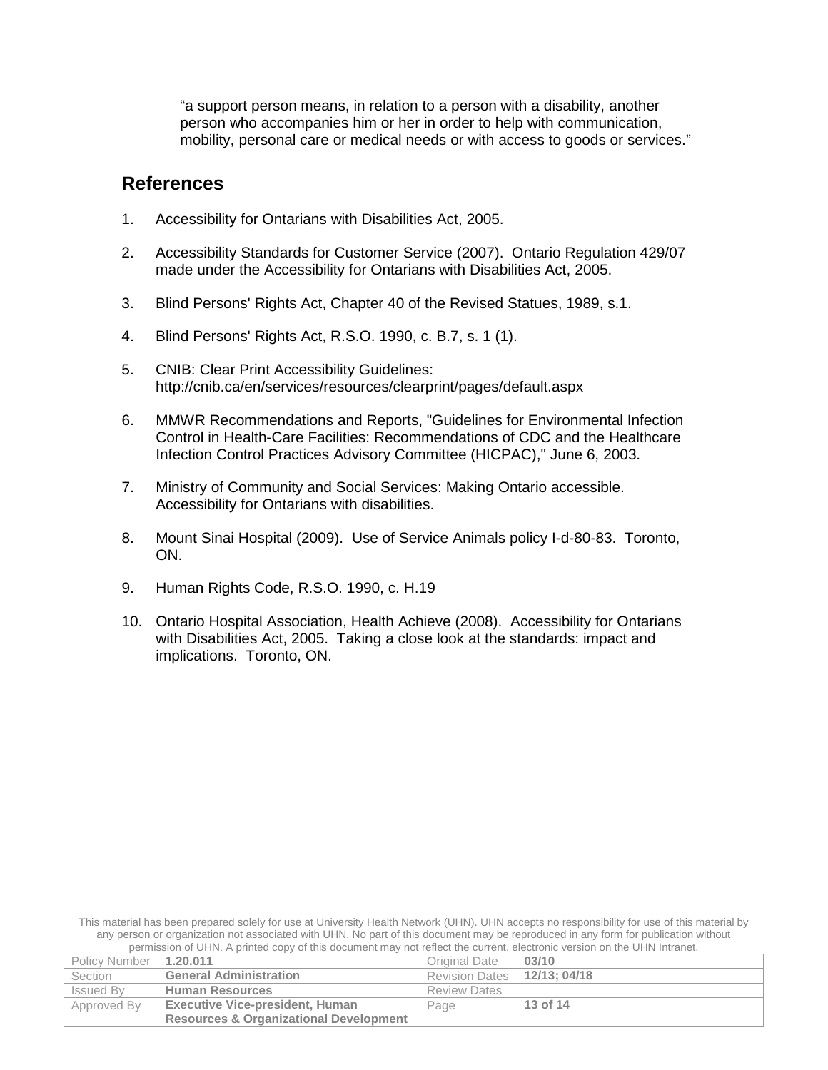"a support person means, in relation to a person with a disability, another person who accompanies him or her in order to help with communication, mobility, personal care or medical needs or with access to goods or services."

## References

1. Accessibility for Ontarians with Disabilities Act, 2005.

2. Accessibility Standards for Customer Service (2007). Ontario Regulation 429/07 made under the Accessibility for Ontarians with Disabilities Act, 2005.

3. Blind Persons' Rights Act, Chapter 40 of the Revised Statues, 1989, s.1.

4. Blind Persons' Rights Act, R.S.O. 1990, c. B.7, s. 1 (1).

5. CNIB: Clear Print Accessibility Guidelines: http://cnib.ca/en/services/resources/clearprint/pages/default.aspx

6. MMWR Recommendations and Reports, "Guidelines for Environmental Infection Control in Health-Care Facilities: Recommendations of CDC and the Healthcare Infection Control Practices Advisory Committee (HICPAC)," June 6, 2003.

7. Ministry of Community and Social Services: Making Ontario accessible. Accessibility for Ontarians with disabilities.

8. Mount Sinai Hospital (2009). Use of Service Animals policy I-d-80-83. Toronto, ON.

9. Human Rights Code, R.S.O. 1990, c. H.19

10. Ontario Hospital Association, Health Achieve (2008). Accessibility for Ontarians with Disabilities Act, 2005. Taking a close look at the standards: impact and implications. Toronto, ON.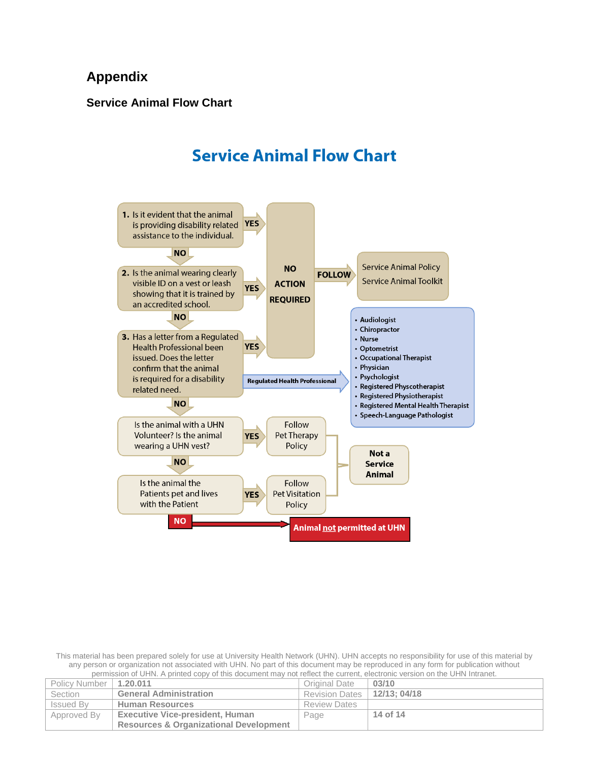# Appendix

## Service Animal Flow Chart

Service Animal Flow Chart

1. Is it evident that the animal is providing disability related assistance to the individual.

YES

NO

2. Is the animal wearing clearly visible ID on a vest or leash showing that it is trained by an accredited school.

YES

NO

3. Has a letter from a Regulated Health Professional been issued. Does the letter confirm that the animal is required for a disability related need.

YES

NO

NO ACTION REQUIRED

FOLLOW

Service Animal Policy
Service Animal Toolkit

Regulated Health Professional

- Audiologist
- Chiropractor
- Nurse
- Optometrist
- Occupational Therapist
- Physician
- Psychologist
- Registered Physcotherapist
- Registered Physiotherapist
- Registered Mental Health Therapist
- Speech-Language Pathologist

Is the animal with a UHN Volunteer? Is the animal wearing a UHN vest?

YES

Follow Pet Therapy Policy

NO

Is the animal the Patients pet and lives with the Patient

YES

Follow Pet Visitation Policy

Not a Service Animal

NO

Animal not permitted at UHN

This material has been prepared solely for use at University Health Network (UHN). UHN accepts no responsibility for use of this material by any person or organization not associated with UHN. No part of this document may be reproduced in any form for publication without permission of UHN. A printed copy of this document may not reflect the current, electronic version on the UHN Intranet.

| | | | |
|---|---|---|---|
| Policy Number | 1.20.011 | Original Date | 03/10 |
| Section | General Administration | Revision Dates | 12/13; 04/18 |
| Issued By | Human Resources | Review Dates | |
| Approved By | Executive Vice-president, Human Resources & Organizational Development | Page | 14 of 14 |